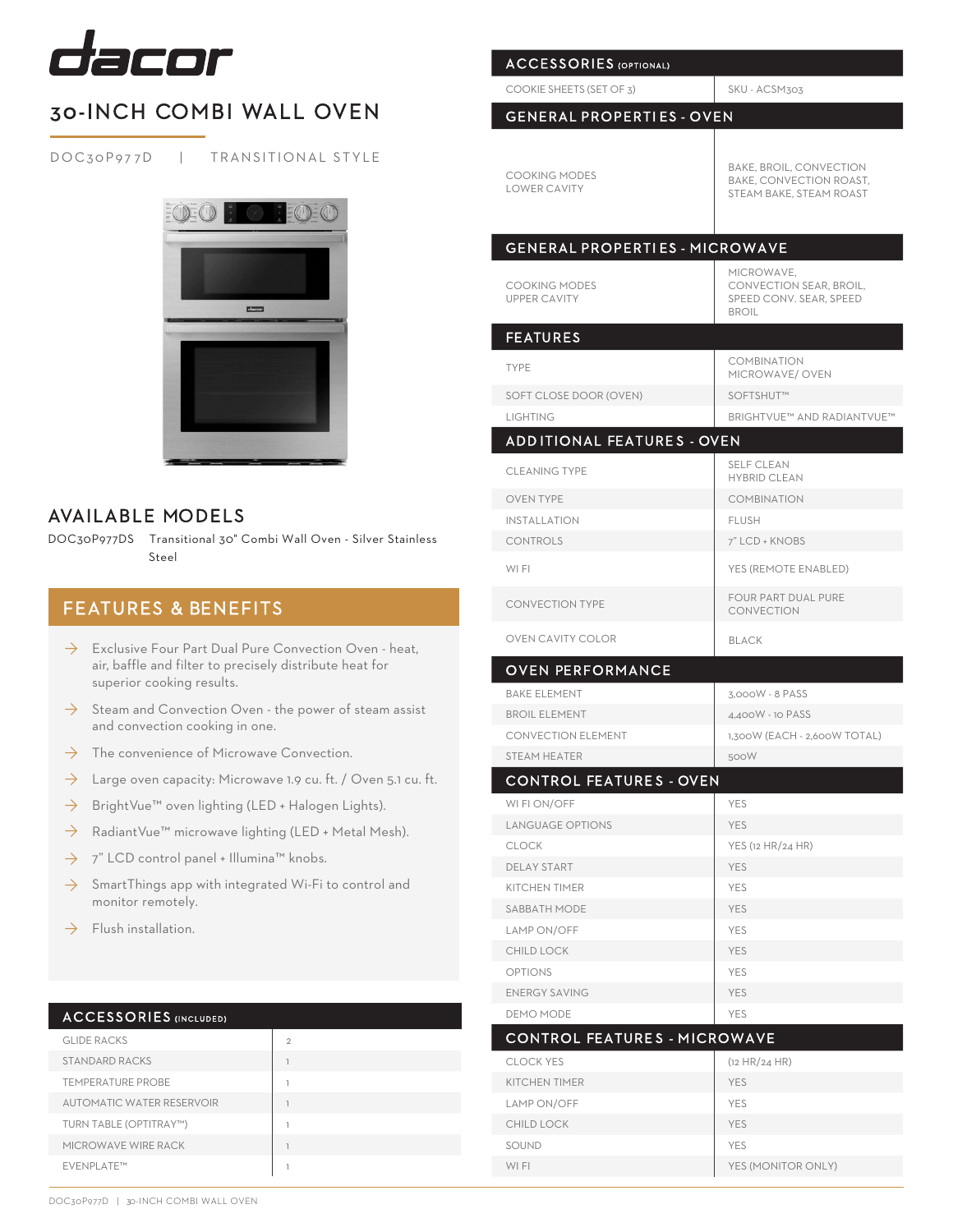# dacor

## 30-INCH COMBI WALL OVEN

DOC30P977D | TRANSITIONAL STYLE

## AVAILABLE MODELS

DOC30P977DS Transitional 30" Combi Wall Oven - Silver Stainless Steel

## FEATURES & BENEFITS

- Exclusive Four Part Dual Pure Convection Oven - heat, air, baffle and filter to precisely distribute heat for superior cooking results.
- Steam and Convection Oven - the power of steam assist and convection cooking in one.
- The convenience of Microwave Convection.
- Large oven capacity: Microwave 1.9 cu. ft. / Oven 5.1 cu. ft.
- BrightVue™ oven lighting (LED + Halogen Lights).
- RadiantVue™ microwave lighting (LED + Metal Mesh).
- 7" LCD control panel + Illumina™ knobs.
- SmartThings app with integrated Wi-Fi to control and monitor remotely.
- Flush installation.

## ACCESSORIES (INCLUDED)

| | |
|---|---|
| GLIDE RACKS | 2 |
| STANDARD RACKS | 1 |
| TEMPERATURE PROBE | 1 |
| AUTOMATIC WATER RESERVOIR | 1 |
| TURN TABLE (OPTITRAY™) | 1 |
| MICROWAVE WIRE RACK | 1 |
| EVENPLATE™ | 1 |

## ACCESSORIES (OPTIONAL)

| | |
|---|---|
| COOKIE SHEETS (SET OF 3) | SKU - ACSM303 |

## GENERAL PROPERTIES - OVEN

| | |
|---|---|
| COOKING MODES LOWER CAVITY | BAKE, BROIL, CONVECTION BAKE, CONVECTION ROAST, STEAM BAKE, STEAM ROAST |

## GENERAL PROPERTIES - MICROWAVE

| | |
|---|---|
| COOKING MODES UPPER CAVITY | MICROWAVE, CONVECTION SEAR, BROIL, SPEED CONV. SEAR, SPEED BROIL |

## FEATURES

| | |
|---|---|
| TYPE | COMBINATION MICROWAVE/ OVEN |
| SOFT CLOSE DOOR (OVEN) | SOFTSHUT™ |
| LIGHTING | BRIGHTVUE™ AND RADIANTVUE™ |

## ADDITIONAL FEATURES - OVEN

| | |
|---|---|
| CLEANING TYPE | SELF CLEAN HYBRID CLEAN |
| OVEN TYPE | COMBINATION |
| INSTALLATION | FLUSH |
| CONTROLS | 7" LCD + KNOBS |
| WI FI | YES (REMOTE ENABLED) |
| CONVECTION TYPE | FOUR PART DUAL PURE CONVECTION |
| OVEN CAVITY COLOR | BLACK |

## OVEN PERFORMANCE

| | |
|---|---|
| BAKE ELEMENT | 3,000W - 8 PASS |
| BROIL ELEMENT | 4,400W - 10 PASS |
| CONVECTION ELEMENT | 1,300W (EACH - 2,600W TOTAL) |
| STEAM HEATER | 500W |

## CONTROL FEATURES - OVEN

| | |
|---|---|
| WI FI ON/OFF | YES |
| LANGUAGE OPTIONS | YES |
| CLOCK | YES (12 HR/24 HR) |
| DELAY START | YES |
| KITCHEN TIMER | YES |
| SABBATH MODE | YES |
| LAMP ON/OFF | YES |
| CHILD LOCK | YES |
| OPTIONS | YES |
| ENERGY SAVING | YES |
| DEMO MODE | YES |

## CONTROL FEATURES - MICROWAVE

| | |
|---|---|
| CLOCK YES | (12 HR/24 HR) |
| KITCHEN TIMER | YES |
| LAMP ON/OFF | YES |
| CHILD LOCK | YES |
| SOUND | YES |
| WI FI | YES (MONITOR ONLY) |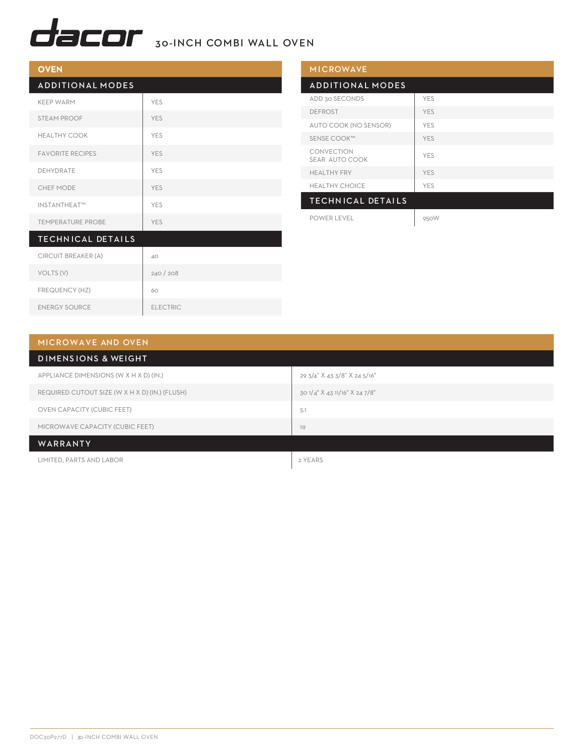# dacor 30-INCH COMBI WALL OVEN

## OVEN

### ADDITIONAL MODES

| | |
|---|---|
| KEEP WARM | YES |
| STEAM PROOF | YES |
| HEALTHY COOK | YES |
| FAVORITE RECIPES | YES |
| DEHYDRATE | YES |
| CHEF MODE | YES |
| INSTANTHEAT™ | YES |
| TEMPERATURE PROBE | YES |

### TECHNICAL DETAILS

| | |
|---|---|
| CIRCUIT BREAKER (A) | 40 |
| VOLTS (V) | 240 / 208 |
| FREQUENCY (HZ) | 60 |
| ENERGY SOURCE | ELECTRIC |

## MICROWAVE

### ADDITIONAL MODES

| | |
|---|---|
| ADD 30 SECONDS | YES |
| DEFROST | YES |
| AUTO COOK (NO SENSOR) | YES |
| SENSE COOK™ | YES |
| CONVECTION SEAR AUTO COOK | YES |
| HEALTHY FRY | YES |
| HEALTHY CHOICE | YES |

### TECHNICAL DETAILS

| | |
|---|---|
| POWER LEVEL | 950W |

## MICROWAVE AND OVEN

### DIMENSIONS & WEIGHT

| | |
|---|---|
| APPLIANCE DIMENSIONS (W X H X D) (IN.) | 29 3/4" X 43 3/8" X 24 5/16" |
| REQUIRED CUTOUT SIZE (W X H X D) (IN.) (FLUSH) | 30 1/4" X 43 11/16" X 24 7/8" |
| OVEN CAPACITY (CUBIC FEET) | 5.1 |
| MICROWAVE CAPACITY (CUBIC FEET) | 1.9 |

### WARRANTY

| | |
|---|---|
| LIMITED, PARTS AND LABOR | 2 YEARS |

DOC30P977D | 30-INCH COMBI WALL OVEN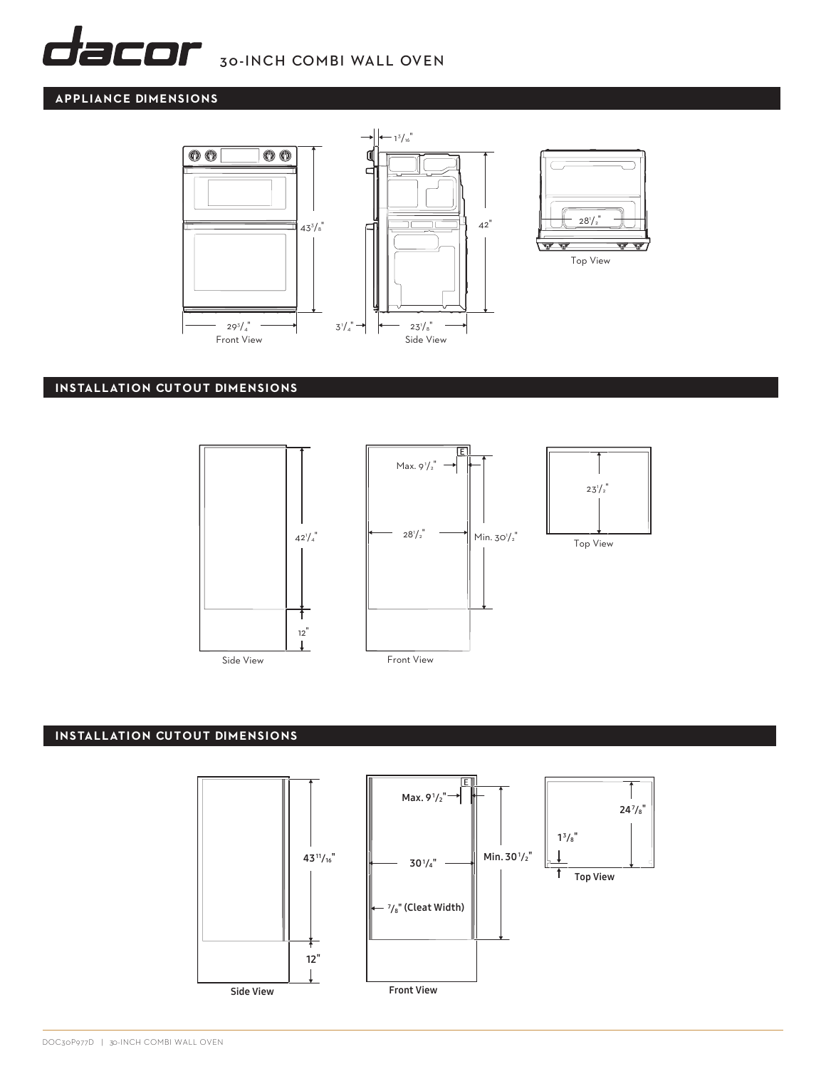# dacor 30-INCH COMBI WALL OVEN

## APPLIANCE DIMENSIONS

1 5/16"

43 3/8"

42"

28 1/2"

29 3/4"

Front View

3 1/4"

23 7/8"

Side View

Top View

## INSTALLATION CUTOUT DIMENSIONS

42 1/4"

12"

Side View

E

Max. 9 1/2"

28 1/2"

Min. 30 1/2"

Front View

23 1/2"

Top View

## INSTALLATION CUTOUT DIMENSIONS

43 11/16"

12"

Side View

E

Max. 9 1/2"

30 1/4"

Min. 30 1/2"

7/8" (Cleat Width)

Front View

24 7/8"

1 3/8"

Top View

DOC30P977D | 30-INCH COMBI WALL OVEN